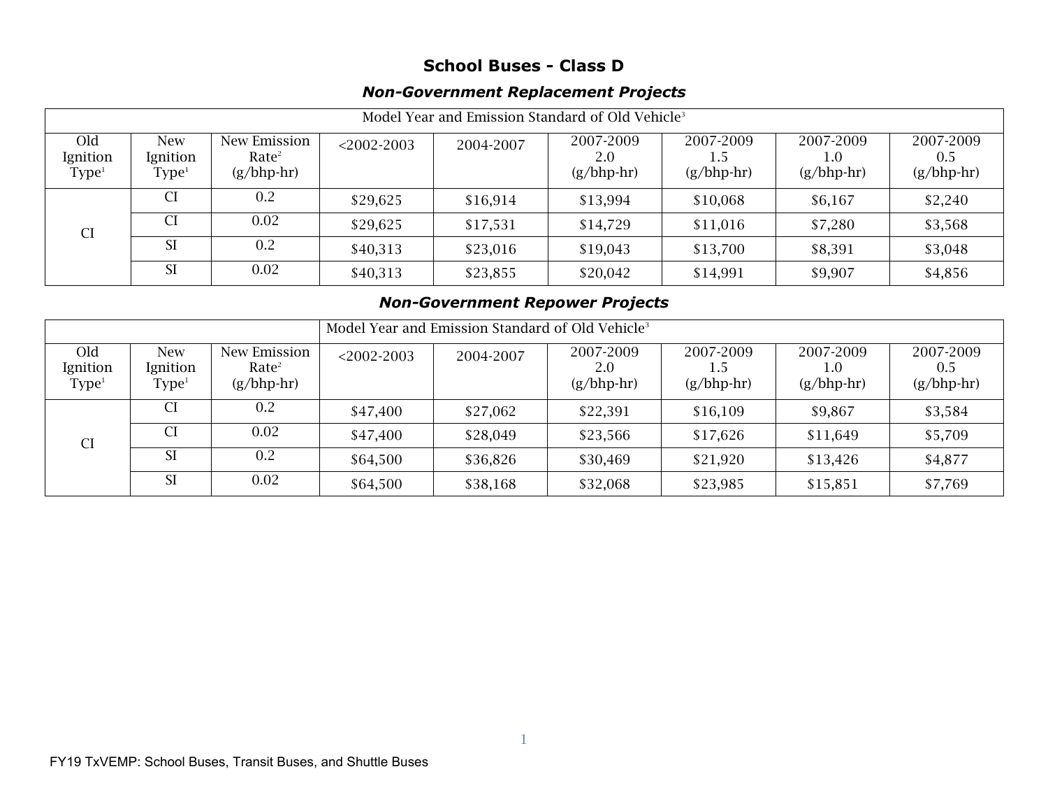## School Buses - Class D

### *Non-Government Replacement Projects*

| Model Year and Emission Standard of Old Vehicle[3] | | | | | | | | | |
|---|---|---|---|---|---|---|---|---|---|
| Old Ignition Type[1] | New Ignition Type[1] | New Emission Rate[2] (g/bhp-hr) | <2002-2003 | 2004-2007 | 2007-2009 2.0 (g/bhp-hr) | 2007-2009 1.5 (g/bhp-hr) | 2007-2009 1.0 (g/bhp-hr) | 2007-2009 0.5 (g/bhp-hr) |
| CI | CI | 0.2 | $29,625 | $16,914 | $13,994 | $10,068 | $6,167 | $2,240 |
| | CI | 0.02 | $29,625 | $17,531 | $14,729 | $11,016 | $7,280 | $3,568 |
| | SI | 0.2 | $40,313 | $23,016 | $19,043 | $13,700 | $8,391 | $3,048 |
| | SI | 0.02 | $40,313 | $23,855 | $20,042 | $14,991 | $9,907 | $4,856 |

### *Non-Government Repower Projects*

| | | | Model Year and Emission Standard of Old Vehicle[3] | | | | | |
|---|---|---|---|---|---|---|---|---|
| Old Ignition Type[1] | New Ignition Type[1] | New Emission Rate[2] (g/bhp-hr) | <2002-2003 | 2004-2007 | 2007-2009 2.0 (g/bhp-hr) | 2007-2009 1.5 (g/bhp-hr) | 2007-2009 1.0 (g/bhp-hr) | 2007-2009 0.5 (g/bhp-hr) |
| CI | CI | 0.2 | $47,400 | $27,062 | $22,391 | $16,109 | $9,867 | $3,584 |
| | CI | 0.02 | $47,400 | $28,049 | $23,566 | $17,626 | $11,649 | $5,709 |
| | SI | 0.2 | $64,500 | $36,826 | $30,469 | $21,920 | $13,426 | $4,877 |
| | SI | 0.02 | $64,500 | $38,168 | $32,068 | $23,985 | $15,851 | $7,769 |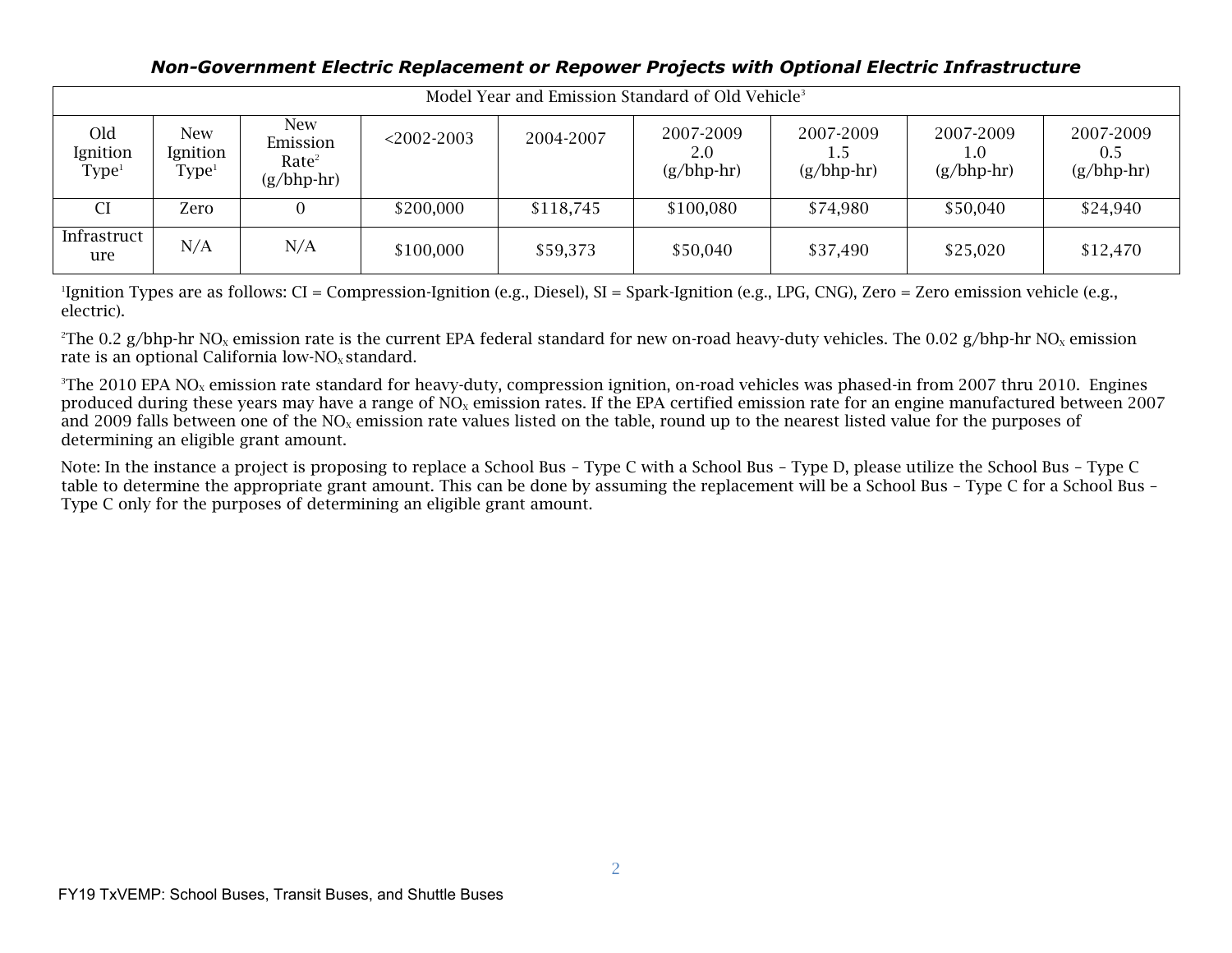***Non-Government Electric Replacement or Repower Projects with Optional Electric Infrastructure***

| Model Year and Emission Standard of Old Vehicle[3] | | | | | | | | |
|---|---|---|---|---|---|---|---|---|
| Old Ignition Type[1] | New Ignition Type[1] | New Emission Rate[2] (g/bhp-hr) | <2002-2003 | 2004-2007 | 2007-2009 2.0 (g/bhp-hr) | 2007-2009 1.5 (g/bhp-hr) | 2007-2009 1.0 (g/bhp-hr) | 2007-2009 0.5 (g/bhp-hr) |
| CI | Zero | 0 | $200,000 | $118,745 | $100,080 | $74,980 | $50,040 | $24,940 |
| Infrastructure | N/A | N/A | $100,000 | $59,373 | $50,040 | $37,490 | $25,020 | $12,470 |

[1]Ignition Types are as follows: CI = Compression-Ignition (e.g., Diesel), SI = Spark-Ignition (e.g., LPG, CNG), Zero = Zero emission vehicle (e.g., electric).

[2]The 0.2 g/bhp-hr $NO_x$ emission rate is the current EPA federal standard for new on-road heavy-duty vehicles. The 0.02 g/bhp-hr $NO_x$ emission rate is an optional California low-$NO_x$ standard.

[3]The 2010 EPA $NO_x$ emission rate standard for heavy-duty, compression ignition, on-road vehicles was phased-in from 2007 thru 2010. Engines produced during these years may have a range of $NO_x$ emission rates. If the EPA certified emission rate for an engine manufactured between 2007 and 2009 falls between one of the $NO_x$ emission rate values listed on the table, round up to the nearest listed value for the purposes of determining an eligible grant amount.

Note: In the instance a project is proposing to replace a School Bus – Type C with a School Bus – Type D, please utilize the School Bus – Type C table to determine the appropriate grant amount. This can be done by assuming the replacement will be a School Bus – Type C for a School Bus – Type C only for the purposes of determining an eligible grant amount.